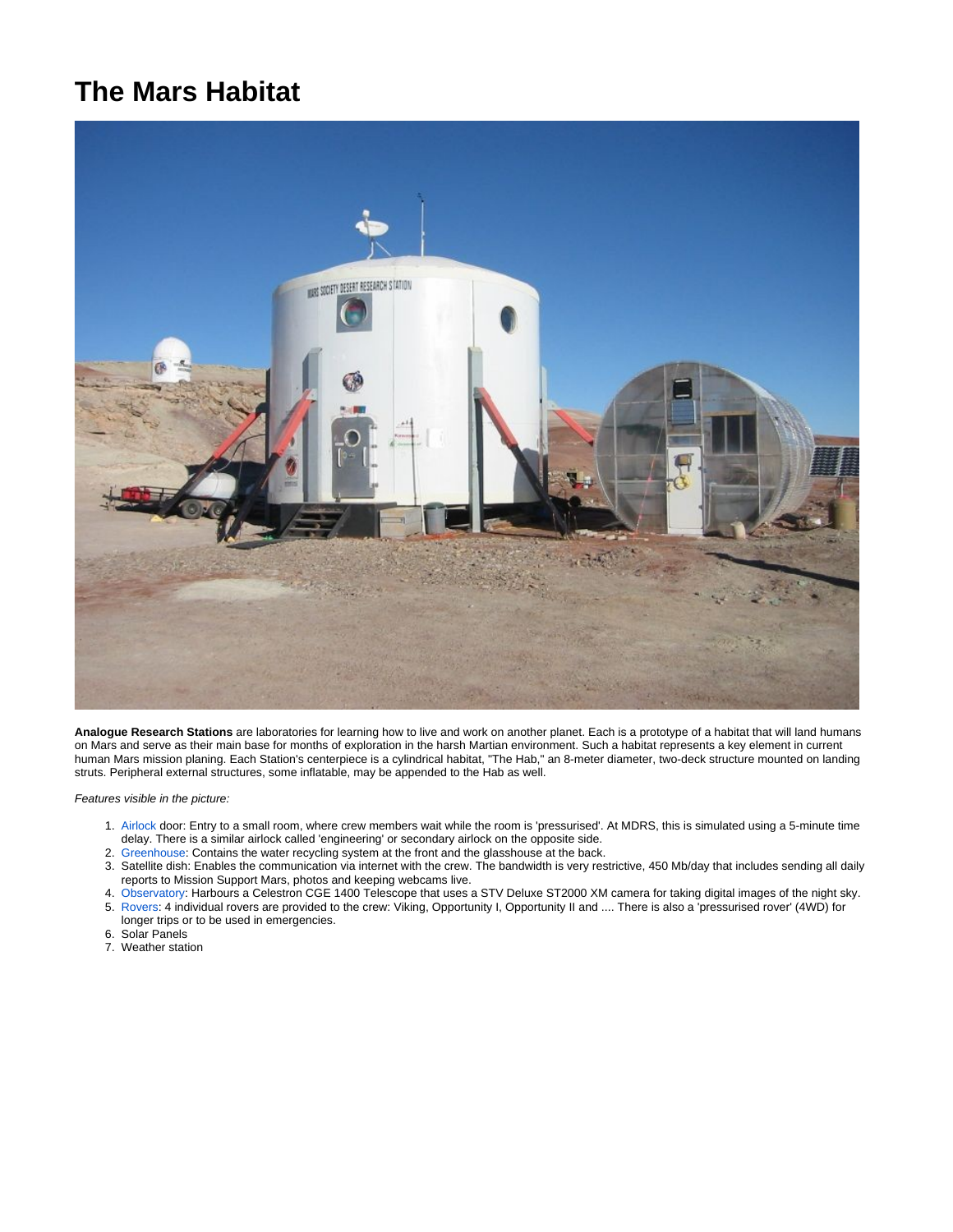# The Mars Habitat

**Analogue Research Stations** are laboratories for learning how to live and work on another planet. Each is a prototype of a habitat that will land humans on Mars and serve as their main base for months of exploration in the harsh Martian environment. Such a habitat represents a key element in current human Mars mission planing. Each Station's centerpiece is a cylindrical habitat, "The Hab," an 8-meter diameter, two-deck structure mounted on landing struts. Peripheral external structures, some inflatable, may be appended to the Hab as well.

*Features visible in the picture:*

1. Airlock door: Entry to a small room, where crew members wait while the room is 'pressurised'. At MDRS, this is simulated using a 5-minute time delay. There is a similar airlock called 'engineering' or secondary airlock on the opposite side.
2. Greenhouse: Contains the water recycling system at the front and the glasshouse at the back.
3. Satellite dish: Enables the communication via internet with the crew. The bandwidth is very restrictive, 450 Mb/day that includes sending all daily reports to Mission Support Mars, photos and keeping webcams live.
4. Observatory: Harbours a Celestron CGE 1400 Telescope that uses a STV Deluxe ST2000 XM camera for taking digital images of the night sky.
5. Rovers: 4 individual rovers are provided to the crew: Viking, Opportunity I, Opportunity II and .... There is also a 'pressurised rover' (4WD) for longer trips or to be used in emergencies.
6. Solar Panels
7. Weather station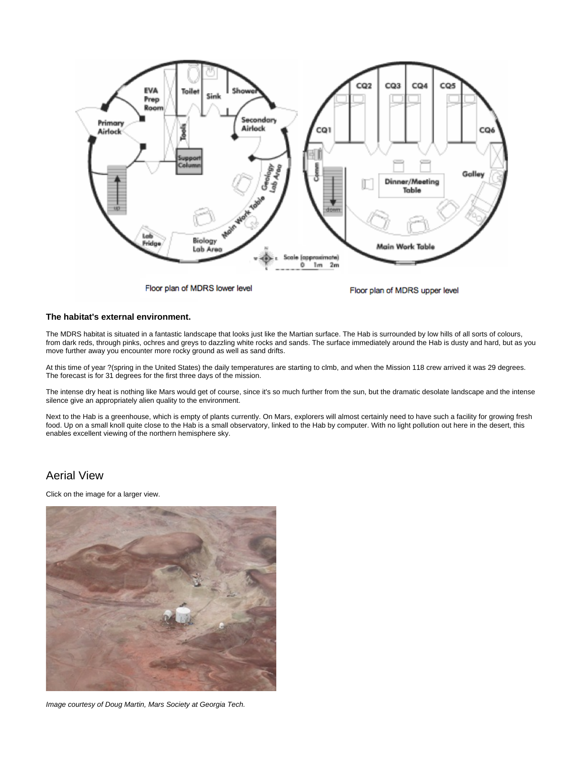Floor plan of MDRS lower level

Floor plan of MDRS upper level

**The habitat's external environment.**

The MDRS habitat is situated in a fantastic landscape that looks just like the Martian surface. The Hab is surrounded by low hills of all sorts of colours, from dark reds, through pinks, ochres and greys to dazzling white rocks and sands. The surface immediately around the Hab is dusty and hard, but as you move further away you encounter more rocky ground as well as sand drifts.

At this time of year ?(spring in the United States) the daily temperatures are starting to clmb, and when the Mission 118 crew arrived it was 29 degrees. The forecast is for 31 degrees for the first three days of the mission.

The intense dry heat is nothing like Mars would get of course, since it's so much further from the sun, but the dramatic desolate landscape and the intense silence give an appropriately alien quality to the environment.

Next to the Hab is a greenhouse, which is empty of plants currently. On Mars, explorers will almost certainly need to have such a facility for growing fresh food. Up on a small knoll quite close to the Hab is a small observatory, linked to the Hab by computer. With no light pollution out here in the desert, this enables excellent viewing of the northern hemisphere sky.

## Aerial View

Click on the image for a larger view.

*Image courtesy of Doug Martin, Mars Society at Georgia Tech.*